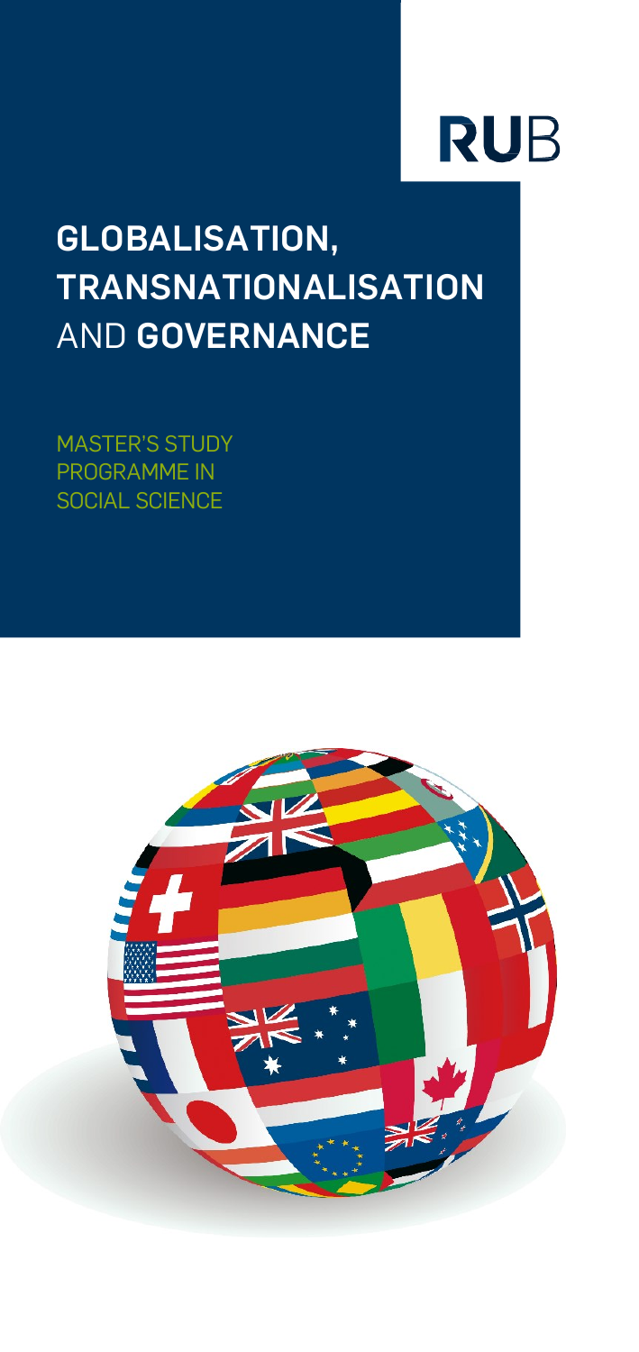RUB

# GLOBALISATION, TRANSNATIONALISATION AND GOVERNANCE

MASTER'S STUDY PROGRAMME IN SOCIAL SCIENCE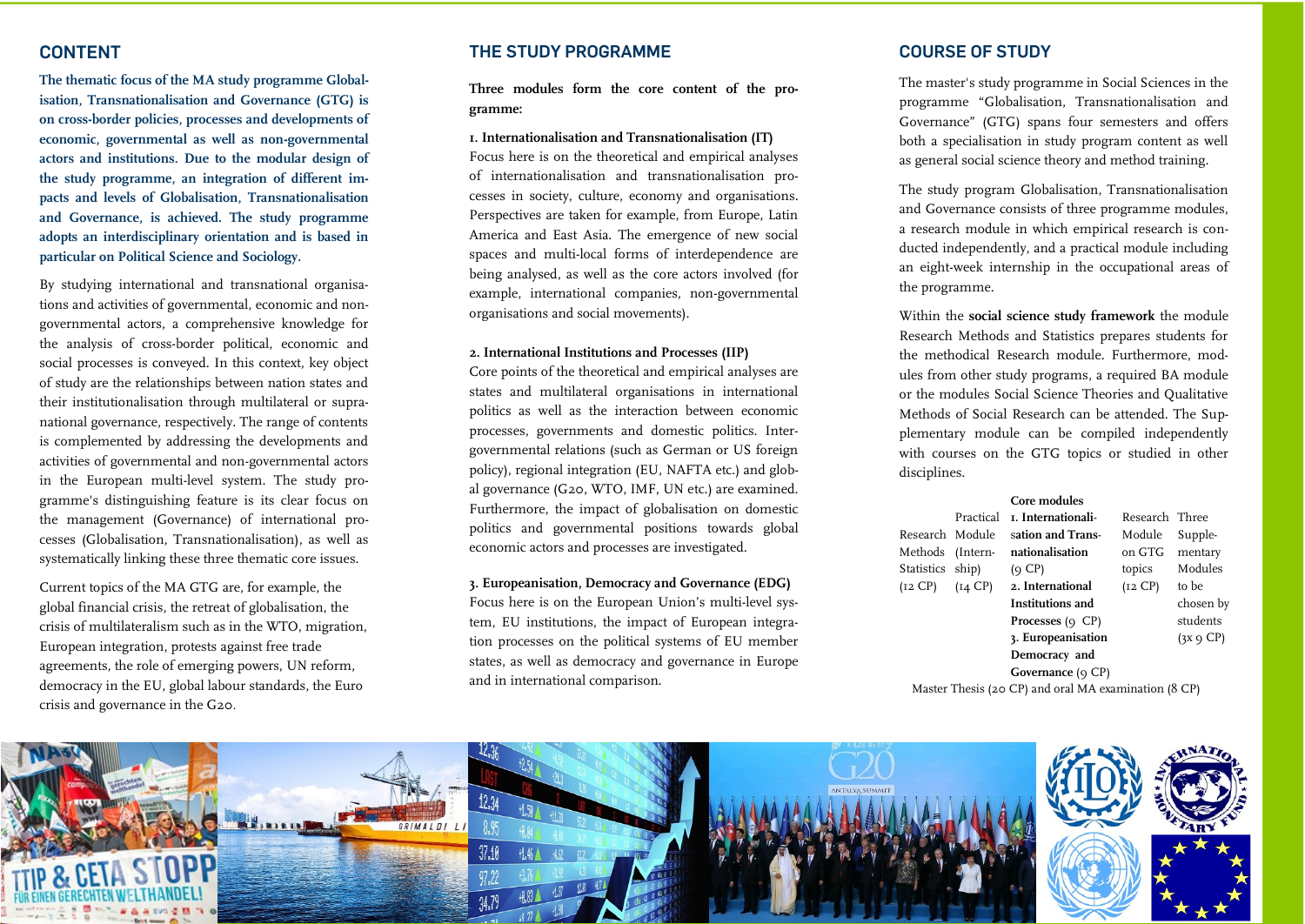## CONTENT

**The thematic focus of the MA study programme Globalisation, Transnationalisation and Governance (GTG) is on cross-border policies, processes and developments of economic, governmental as well as non-governmental actors and institutions. Due to the modular design of the study programme, an integration of different impacts and levels of Globalisation, Transnationalisation and Governance, is achieved. The study programme adopts an interdisciplinary orientation and is based in particular on Political Science and Sociology.**

By studying international and transnational organisations and activities of governmental, economic and non-governmental actors, a comprehensive knowledge for the analysis of cross-border political, economic and social processes is conveyed. In this context, key object of study are the relationships between nation states and their institutionalisation through multilateral or supranational governance, respectively. The range of contents is complemented by addressing the developments and activities of governmental and non-governmental actors in the European multi-level system. The study programme's distinguishing feature is its clear focus on the management (Governance) of international processes (Globalisation, Transnationalisation), as well as systematically linking these three thematic core issues.

Current topics of the MA GTG are, for example, the global financial crisis, the retreat of globalisation, the crisis of multilateralism such as in the WTO, migration, European integration, protests against free trade agreements, the role of emerging powers, UN reform, democracy in the EU, global labour standards, the Euro crisis and governance in the G20.

## THE STUDY PROGRAMME

**Three modules form the core content of the programme:**

**1. Internationalisation and Transnationalisation (IT)**
Focus here is on the theoretical and empirical analyses of internationalisation and transnationalisation processes in society, culture, economy and organisations. Perspectives are taken for example, from Europe, Latin America and East Asia. The emergence of new social spaces and multi-local forms of interdependence are being analysed, as well as the core actors involved (for example, international companies, non-governmental organisations and social movements).

**2. International Institutions and Processes (IIP)**
Core points of the theoretical and empirical analyses are states and multilateral organisations in international politics as well as the interaction between economic processes, governments and domestic politics. Intergovernmental relations (such as German or US foreign policy), regional integration (EU, NAFTA etc.) and global governance (G20, WTO, IMF, UN etc.) are examined. Furthermore, the impact of globalisation on domestic politics and governmental positions towards global economic actors and processes are investigated.

**3. Europeanisation, Democracy and Governance (EDG)**
Focus here is on the European Union's multi-level system, EU institutions, the impact of European integration processes on the political systems of EU member states, as well as democracy and governance in Europe and in international comparison.

## COURSE OF STUDY

The master's study programme in Social Sciences in the programme "Globalisation, Transnationalisation and Governance" (GTG) spans four semesters and offers both a specialisation in study program content as well as general social science theory and method training.

The study program Globalisation, Transnationalisation and Governance consists of three programme modules, a research module in which empirical research is conducted independently, and a practical module including an eight-week internship in the occupational areas of the programme.

Within the **social science study framework** the module Research Methods and Statistics prepares students for the methodical Research module. Furthermore, modules from other study programs, a required BA module or the modules Social Science Theories and Qualitative Methods of Social Research can be attended. The Supplementary module can be compiled independently with courses on the GTG topics or studied in other disciplines.

| Research Methods Statistics (12 CP) | Practical Module (Internship) (14 CP) | **Core modules** **1. Internationalisation and Transnationalisation** (9 CP) **2. International Institutions and Processes** (9 CP) **3. Europeanisation Democracy and Governance** (9 CP) | Research Module on GTG topics (12 CP) | Three Supplementary Modules to be chosen by students (3x 9 CP) |
|---|---|---|---|---|
| Master Thesis (20 CP) and oral MA examination (8 CP) | | | | |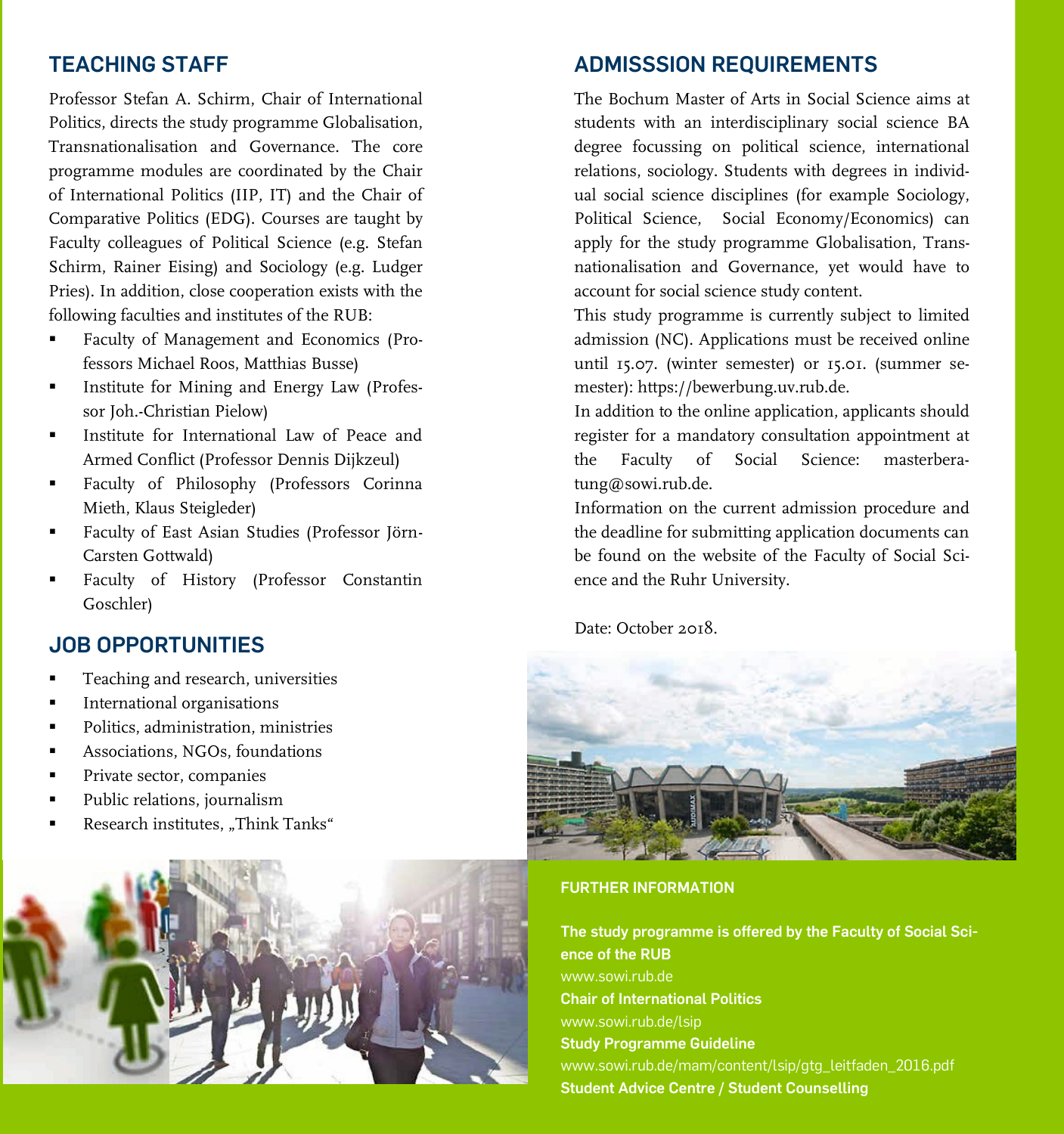## TEACHING STAFF

Professor Stefan A. Schirm, Chair of International Politics, directs the study programme Globalisation, Transnationalisation and Governance. The core programme modules are coordinated by the Chair of International Politics (IIP, IT) and the Chair of Comparative Politics (EDG). Courses are taught by Faculty colleagues of Political Science (e.g. Stefan Schirm, Rainer Eising) and Sociology (e.g. Ludger Pries). In addition, close cooperation exists with the following faculties and institutes of the RUB:

- Faculty of Management and Economics (Professors Michael Roos, Matthias Busse)
- Institute for Mining and Energy Law (Professor Joh.-Christian Pielow)
- Institute for International Law of Peace and Armed Conflict (Professor Dennis Dijkzeul)
- Faculty of Philosophy (Professors Corinna Mieth, Klaus Steigleder)
- Faculty of East Asian Studies (Professor Jörn-Carsten Gottwald)
- Faculty of History (Professor Constantin Goschler)

## JOB OPPORTUNITIES

- Teaching and research, universities
- International organisations
- Politics, administration, ministries
- Associations, NGOs, foundations
- Private sector, companies
- Public relations, journalism
- Research institutes, „Think Tanks“

## ADMISSSION REQUIREMENTS

The Bochum Master of Arts in Social Science aims at students with an interdisciplinary social science BA degree focussing on political science, international relations, sociology. Students with degrees in individual social science disciplines (for example Sociology, Political Science, Social Economy/Economics) can apply for the study programme Globalisation, Transnationalisation and Governance, yet would have to account for social science study content.

This study programme is currently subject to limited admission (NC). Applications must be received online until 15.07. (winter semester) or 15.01. (summer semester): https://bewerbung.uv.rub.de.

In addition to the online application, applicants should register for a mandatory consultation appointment at the Faculty of Social Science: masterberatung@sowi.rub.de.

Information on the current admission procedure and the deadline for submitting application documents can be found on the website of the Faculty of Social Science and the Ruhr University.

Date: October 2018.

### FURTHER INFORMATION

**The study programme is offered by the Faculty of Social Science of the RUB**
www.sowi.rub.de

**Chair of International Politics**
www.sowi.rub.de/lsip

**Study Programme Guideline**
www.sowi.rub.de/mam/content/lsip/gtg_leitfaden_2016.pdf

**Student Advice Centre / Student Counselling**